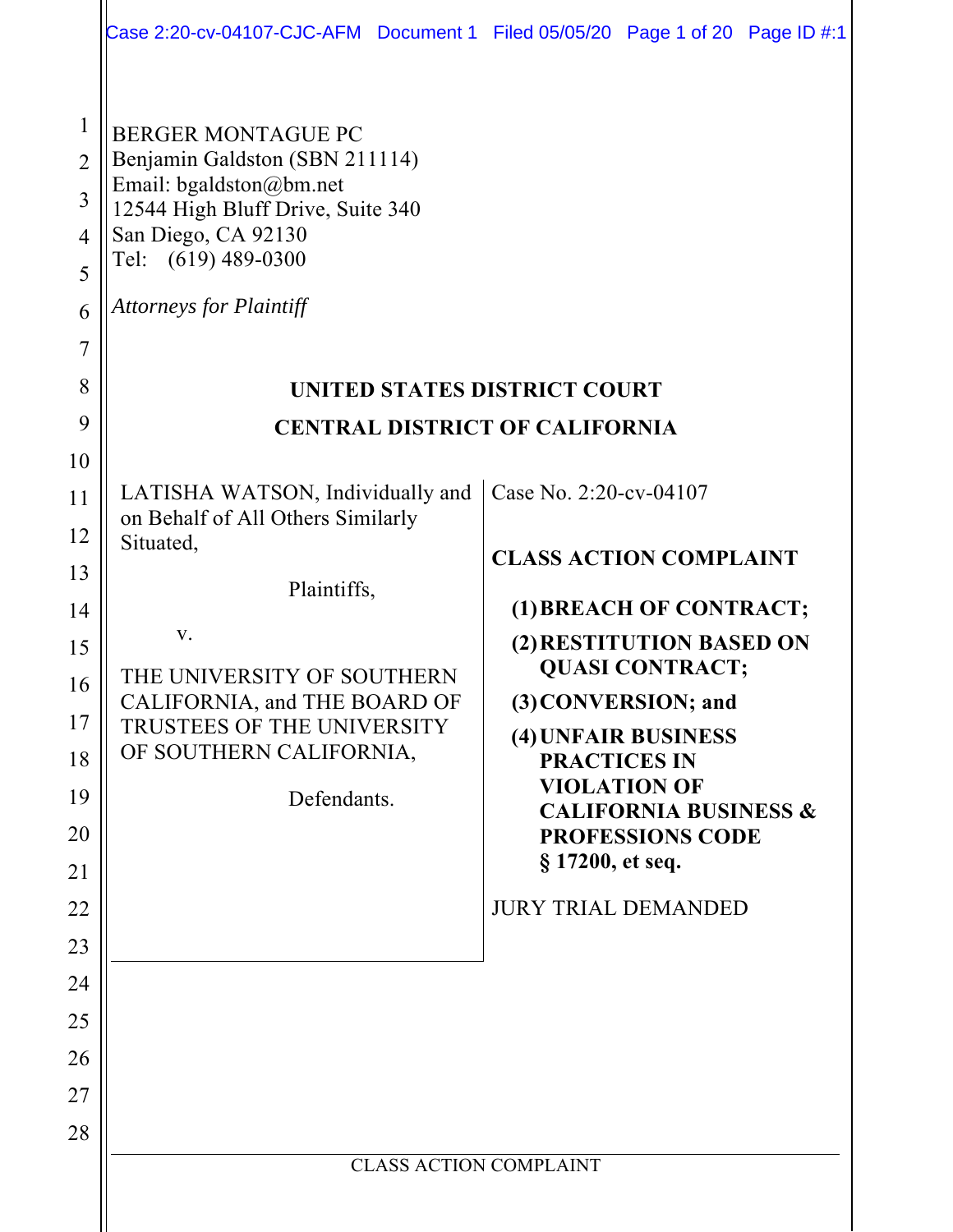BERGER MONTAGUE PC
Benjamin Galdston (SBN 211114)
Email: bgaldston@bm.net
12544 High Bluff Drive, Suite 340
San Diego, CA 92130
Tel: (619) 489-0300

*Attorneys for Plaintiff*

**UNITED STATES DISTRICT COURT**

**CENTRAL DISTRICT OF CALIFORNIA**

LATISHA WATSON, Individually and on Behalf of All Others Similarly Situated,

Plaintiffs,

v.

THE UNIVERSITY OF SOUTHERN CALIFORNIA, and THE BOARD OF TRUSTEES OF THE UNIVERSITY OF SOUTHERN CALIFORNIA,

Defendants.

Case No. 2:20-cv-04107

**CLASS ACTION COMPLAINT**

**(1) BREACH OF CONTRACT;**

**(2) RESTITUTION BASED ON QUASI CONTRACT;**

**(3) CONVERSION; and**

**(4) UNFAIR BUSINESS PRACTICES IN VIOLATION OF CALIFORNIA BUSINESS & PROFESSIONS CODE § 17200, et seq.**

JURY TRIAL DEMANDED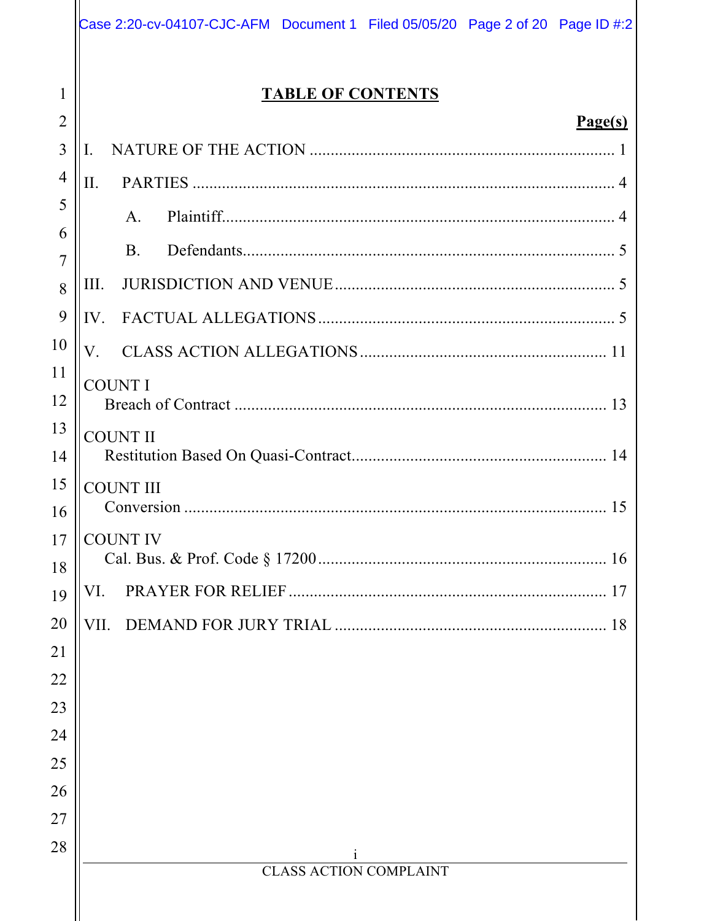# TABLE OF CONTENTS

| | Page(s) |
|---|---|
| I. NATURE OF THE ACTION | 1 |
| II. PARTIES | 4 |
| A. Plaintiff | 4 |
| B. Defendants | 5 |
| III. JURISDICTION AND VENUE | 5 |
| IV. FACTUAL ALLEGATIONS | 5 |
| V. CLASS ACTION ALLEGATIONS | 11 |
| COUNT I<br>Breach of Contract | 13 |
| COUNT II<br>Restitution Based On Quasi-Contract | 14 |
| COUNT III<br>Conversion | 15 |
| COUNT IV<br>Cal. Bus. & Prof. Code § 17200 | 16 |
| VI. PRAYER FOR RELIEF | 17 |
| VII. DEMAND FOR JURY TRIAL | 18 |

CLASS ACTION COMPLAINT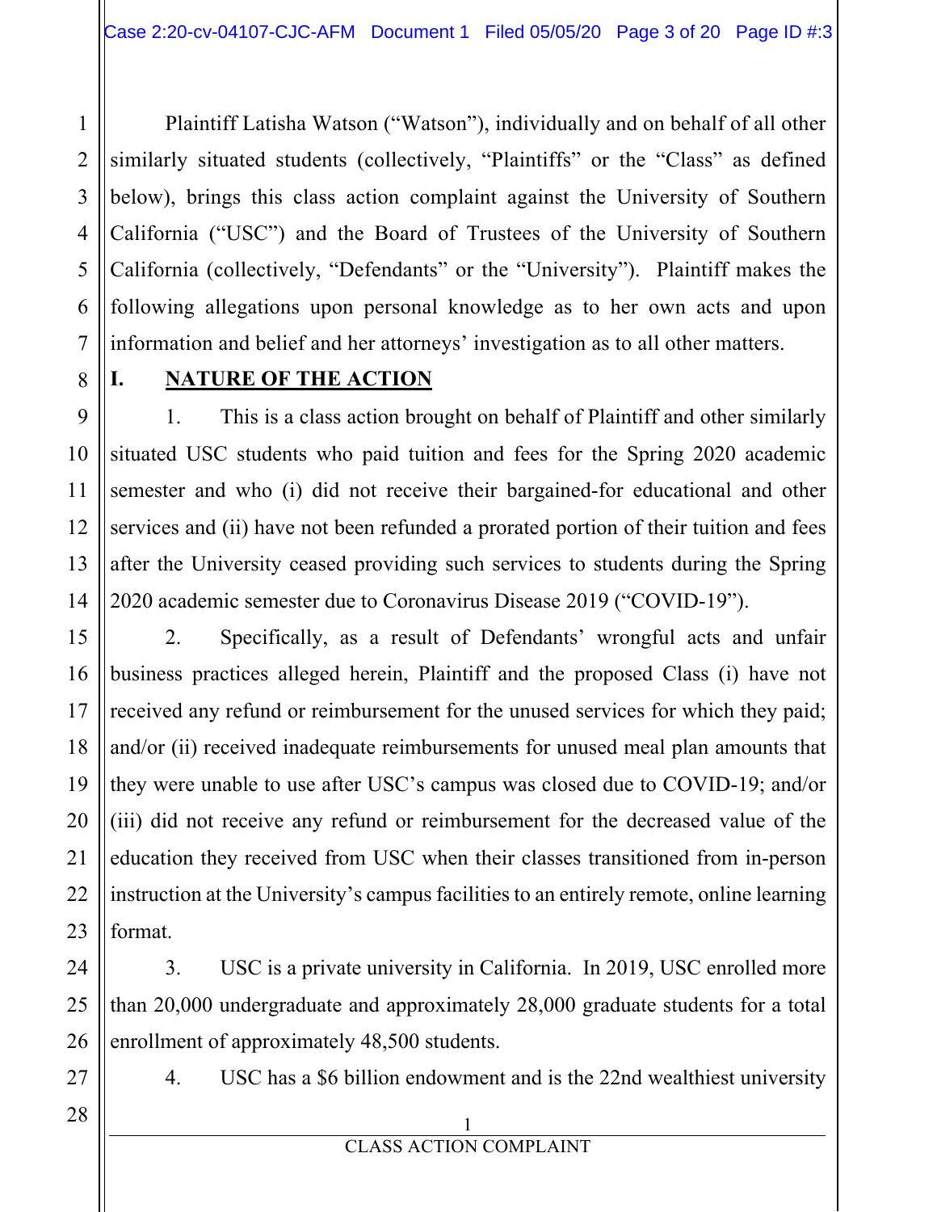Plaintiff Latisha Watson ("Watson"), individually and on behalf of all other similarly situated students (collectively, "Plaintiffs" or the "Class" as defined below), brings this class action complaint against the University of Southern California ("USC") and the Board of Trustees of the University of Southern California (collectively, "Defendants" or the "University"). Plaintiff makes the following allegations upon personal knowledge as to her own acts and upon information and belief and her attorneys' investigation as to all other matters.

## I. NATURE OF THE ACTION

1. This is a class action brought on behalf of Plaintiff and other similarly situated USC students who paid tuition and fees for the Spring 2020 academic semester and who (i) did not receive their bargained-for educational and other services and (ii) have not been refunded a prorated portion of their tuition and fees after the University ceased providing such services to students during the Spring 2020 academic semester due to Coronavirus Disease 2019 ("COVID-19").

2. Specifically, as a result of Defendants' wrongful acts and unfair business practices alleged herein, Plaintiff and the proposed Class (i) have not received any refund or reimbursement for the unused services for which they paid; and/or (ii) received inadequate reimbursements for unused meal plan amounts that they were unable to use after USC's campus was closed due to COVID-19; and/or (iii) did not receive any refund or reimbursement for the decreased value of the education they received from USC when their classes transitioned from in-person instruction at the University's campus facilities to an entirely remote, online learning format.

3. USC is a private university in California. In 2019, USC enrolled more than 20,000 undergraduate and approximately 28,000 graduate students for a total enrollment of approximately 48,500 students.

4. USC has a $6 billion endowment and is the 22nd wealthiest university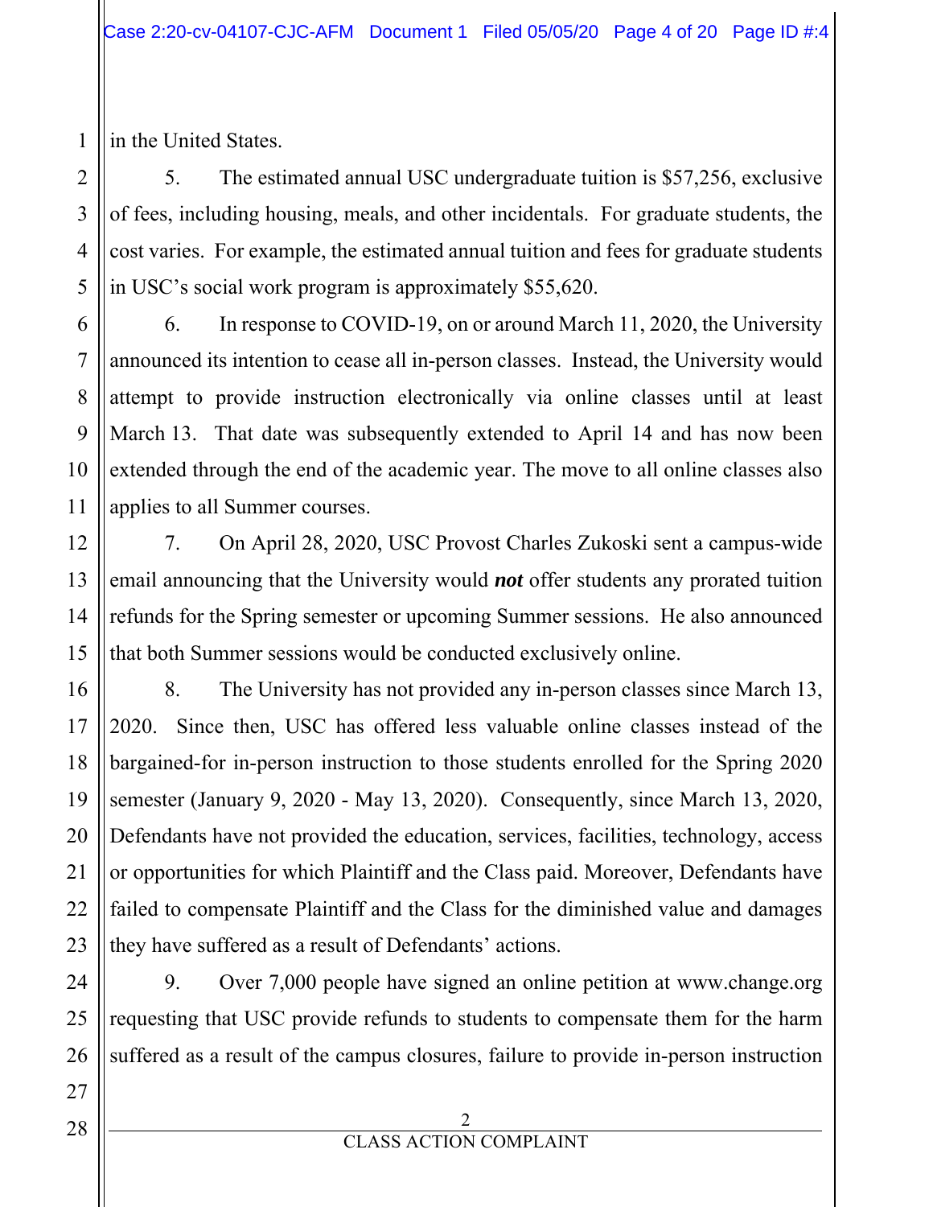in the United States.

5. The estimated annual USC undergraduate tuition is $57,256, exclusive of fees, including housing, meals, and other incidentals. For graduate students, the cost varies. For example, the estimated annual tuition and fees for graduate students in USC's social work program is approximately $55,620.

6. In response to COVID-19, on or around March 11, 2020, the University announced its intention to cease all in-person classes. Instead, the University would attempt to provide instruction electronically via online classes until at least March 13. That date was subsequently extended to April 14 and has now been extended through the end of the academic year. The move to all online classes also applies to all Summer courses.

7. On April 28, 2020, USC Provost Charles Zukoski sent a campus-wide email announcing that the University would ***not*** offer students any prorated tuition refunds for the Spring semester or upcoming Summer sessions. He also announced that both Summer sessions would be conducted exclusively online.

8. The University has not provided any in-person classes since March 13, 2020. Since then, USC has offered less valuable online classes instead of the bargained-for in-person instruction to those students enrolled for the Spring 2020 semester (January 9, 2020 - May 13, 2020). Consequently, since March 13, 2020, Defendants have not provided the education, services, facilities, technology, access or opportunities for which Plaintiff and the Class paid. Moreover, Defendants have failed to compensate Plaintiff and the Class for the diminished value and damages they have suffered as a result of Defendants' actions.

9. Over 7,000 people have signed an online petition at www.change.org requesting that USC provide refunds to students to compensate them for the harm suffered as a result of the campus closures, failure to provide in-person instruction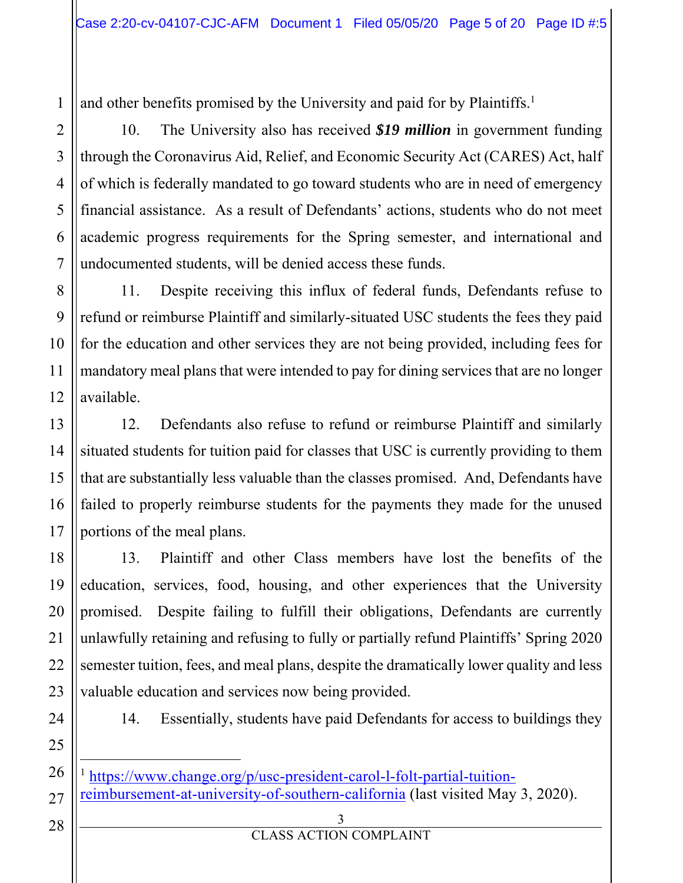and other benefits promised by the University and paid for by Plaintiffs.[1]

10. The University also has received ***$19 million*** in government funding through the Coronavirus Aid, Relief, and Economic Security Act (CARES) Act, half of which is federally mandated to go toward students who are in need of emergency financial assistance. As a result of Defendants' actions, students who do not meet academic progress requirements for the Spring semester, and international and undocumented students, will be denied access these funds.

11. Despite receiving this influx of federal funds, Defendants refuse to refund or reimburse Plaintiff and similarly-situated USC students the fees they paid for the education and other services they are not being provided, including fees for mandatory meal plans that were intended to pay for dining services that are no longer available.

12. Defendants also refuse to refund or reimburse Plaintiff and similarly situated students for tuition paid for classes that USC is currently providing to them that are substantially less valuable than the classes promised. And, Defendants have failed to properly reimburse students for the payments they made for the unused portions of the meal plans.

13. Plaintiff and other Class members have lost the benefits of the education, services, food, housing, and other experiences that the University promised. Despite failing to fulfill their obligations, Defendants are currently unlawfully retaining and refusing to fully or partially refund Plaintiffs' Spring 2020 semester tuition, fees, and meal plans, despite the dramatically lower quality and less valuable education and services now being provided.

14. Essentially, students have paid Defendants for access to buildings they

---

[1] https://www.change.org/p/usc-president-carol-l-folt-partial-tuition-reimbursement-at-university-of-southern-california (last visited May 3, 2020).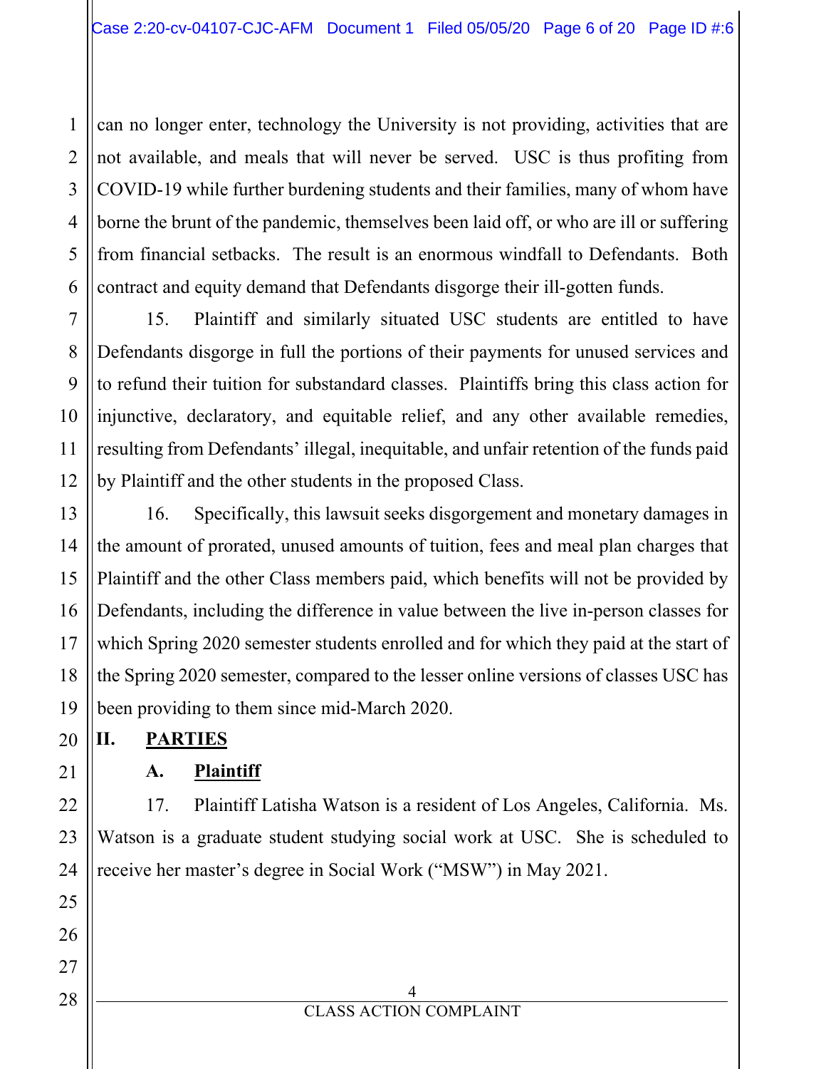can no longer enter, technology the University is not providing, activities that are not available, and meals that will never be served. USC is thus profiting from COVID-19 while further burdening students and their families, many of whom have borne the brunt of the pandemic, themselves been laid off, or who are ill or suffering from financial setbacks. The result is an enormous windfall to Defendants. Both contract and equity demand that Defendants disgorge their ill-gotten funds.

15. Plaintiff and similarly situated USC students are entitled to have Defendants disgorge in full the portions of their payments for unused services and to refund their tuition for substandard classes. Plaintiffs bring this class action for injunctive, declaratory, and equitable relief, and any other available remedies, resulting from Defendants' illegal, inequitable, and unfair retention of the funds paid by Plaintiff and the other students in the proposed Class.

16. Specifically, this lawsuit seeks disgorgement and monetary damages in the amount of prorated, unused amounts of tuition, fees and meal plan charges that Plaintiff and the other Class members paid, which benefits will not be provided by Defendants, including the difference in value between the live in-person classes for which Spring 2020 semester students enrolled and for which they paid at the start of the Spring 2020 semester, compared to the lesser online versions of classes USC has been providing to them since mid-March 2020.

## II. PARTIES

### A. Plaintiff

17. Plaintiff Latisha Watson is a resident of Los Angeles, California. Ms. Watson is a graduate student studying social work at USC. She is scheduled to receive her master's degree in Social Work ("MSW") in May 2021.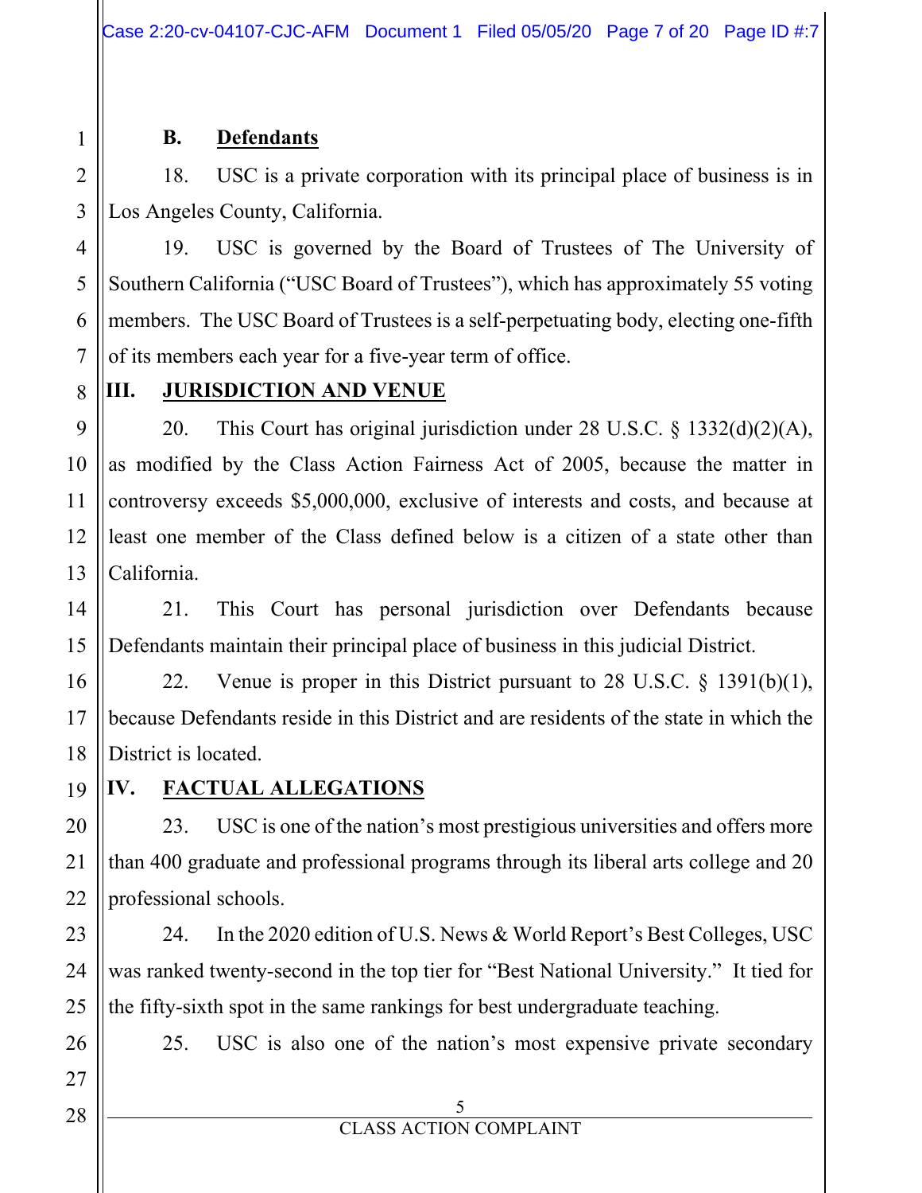### B. Defendants

18. USC is a private corporation with its principal place of business is in Los Angeles County, California.

19. USC is governed by the Board of Trustees of The University of Southern California ("USC Board of Trustees"), which has approximately 55 voting members. The USC Board of Trustees is a self-perpetuating body, electing one-fifth of its members each year for a five-year term of office.

## III. JURISDICTION AND VENUE

20. This Court has original jurisdiction under 28 U.S.C. § 1332(d)(2)(A), as modified by the Class Action Fairness Act of 2005, because the matter in controversy exceeds $5,000,000, exclusive of interests and costs, and because at least one member of the Class defined below is a citizen of a state other than California.

21. This Court has personal jurisdiction over Defendants because Defendants maintain their principal place of business in this judicial District.

22. Venue is proper in this District pursuant to 28 U.S.C. § 1391(b)(1), because Defendants reside in this District and are residents of the state in which the District is located.

## IV. FACTUAL ALLEGATIONS

23. USC is one of the nation's most prestigious universities and offers more than 400 graduate and professional programs through its liberal arts college and 20 professional schools.

24. In the 2020 edition of U.S. News & World Report's Best Colleges, USC was ranked twenty-second in the top tier for "Best National University." It tied for the fifty-sixth spot in the same rankings for best undergraduate teaching.

25. USC is also one of the nation's most expensive private secondary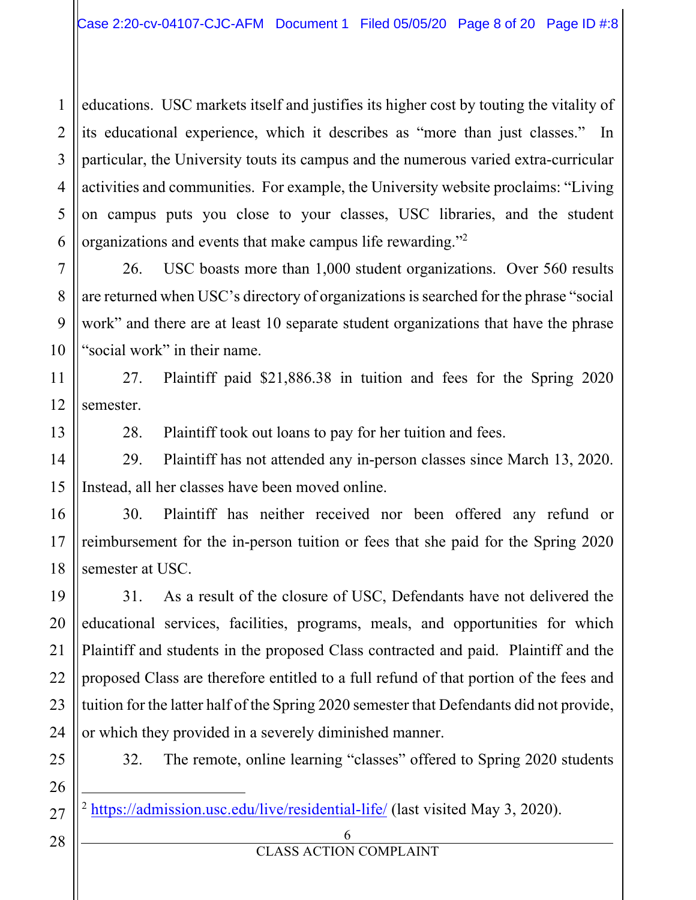educations. USC markets itself and justifies its higher cost by touting the vitality of its educational experience, which it describes as "more than just classes." In particular, the University touts its campus and the numerous varied extra-curricular activities and communities. For example, the University website proclaims: "Living on campus puts you close to your classes, USC libraries, and the student organizations and events that make campus life rewarding."[2]

26. USC boasts more than 1,000 student organizations. Over 560 results are returned when USC's directory of organizations is searched for the phrase "social work" and there are at least 10 separate student organizations that have the phrase "social work" in their name.

27. Plaintiff paid $21,886.38 in tuition and fees for the Spring 2020 semester.

28. Plaintiff took out loans to pay for her tuition and fees.

29. Plaintiff has not attended any in-person classes since March 13, 2020. Instead, all her classes have been moved online.

30. Plaintiff has neither received nor been offered any refund or reimbursement for the in-person tuition or fees that she paid for the Spring 2020 semester at USC.

31. As a result of the closure of USC, Defendants have not delivered the educational services, facilities, programs, meals, and opportunities for which Plaintiff and students in the proposed Class contracted and paid. Plaintiff and the proposed Class are therefore entitled to a full refund of that portion of the fees and tuition for the latter half of the Spring 2020 semester that Defendants did not provide, or which they provided in a severely diminished manner.

32. The remote, online learning "classes" offered to Spring 2020 students

---

[2] https://admission.usc.edu/live/residential-life/ (last visited May 3, 2020).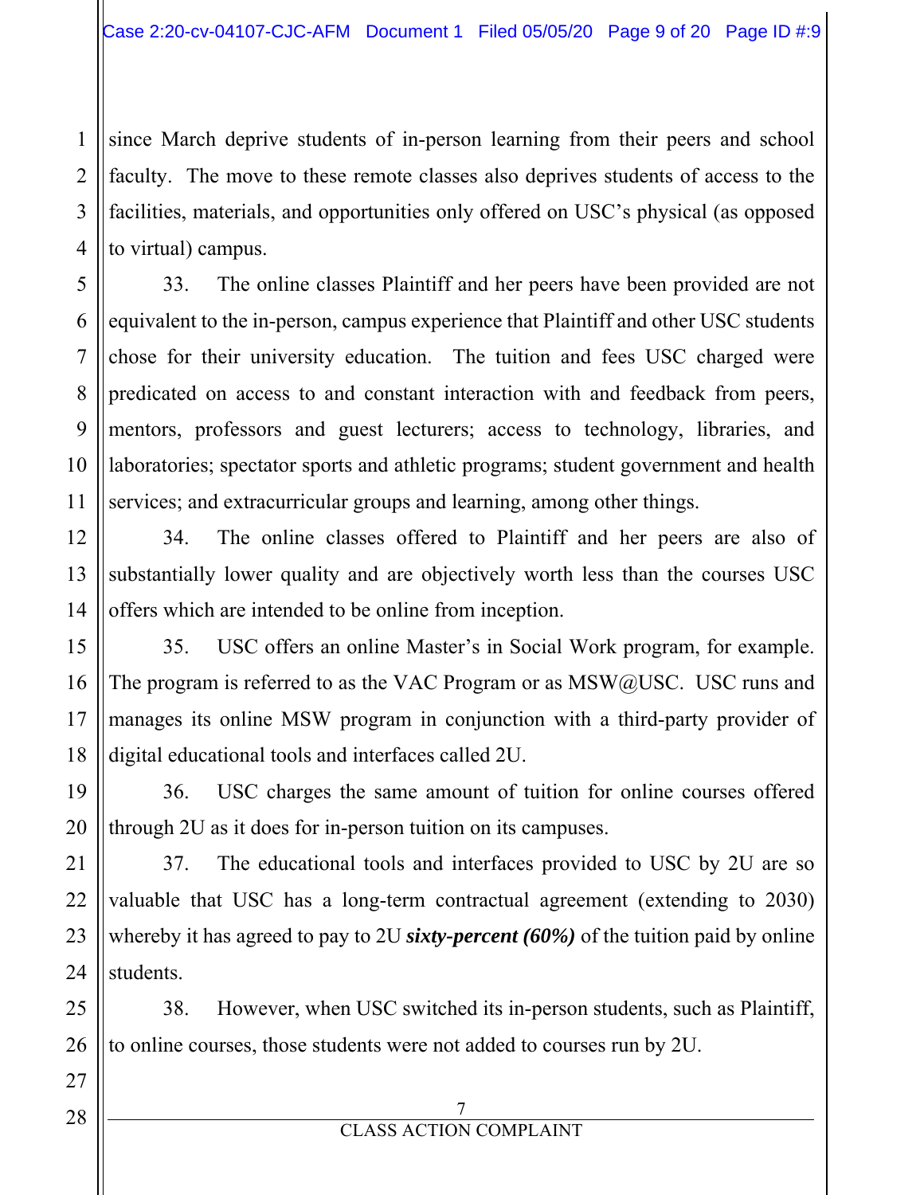since March deprive students of in-person learning from their peers and school faculty. The move to these remote classes also deprives students of access to the facilities, materials, and opportunities only offered on USC's physical (as opposed to virtual) campus.

33. The online classes Plaintiff and her peers have been provided are not equivalent to the in-person, campus experience that Plaintiff and other USC students chose for their university education. The tuition and fees USC charged were predicated on access to and constant interaction with and feedback from peers, mentors, professors and guest lecturers; access to technology, libraries, and laboratories; spectator sports and athletic programs; student government and health services; and extracurricular groups and learning, among other things.

34. The online classes offered to Plaintiff and her peers are also of substantially lower quality and are objectively worth less than the courses USC offers which are intended to be online from inception.

35. USC offers an online Master's in Social Work program, for example. The program is referred to as the VAC Program or as MSW@USC. USC runs and manages its online MSW program in conjunction with a third-party provider of digital educational tools and interfaces called 2U.

36. USC charges the same amount of tuition for online courses offered through 2U as it does for in-person tuition on its campuses.

37. The educational tools and interfaces provided to USC by 2U are so valuable that USC has a long-term contractual agreement (extending to 2030) whereby it has agreed to pay to 2U ***sixty-percent (60%)*** of the tuition paid by online students.

38. However, when USC switched its in-person students, such as Plaintiff, to online courses, those students were not added to courses run by 2U.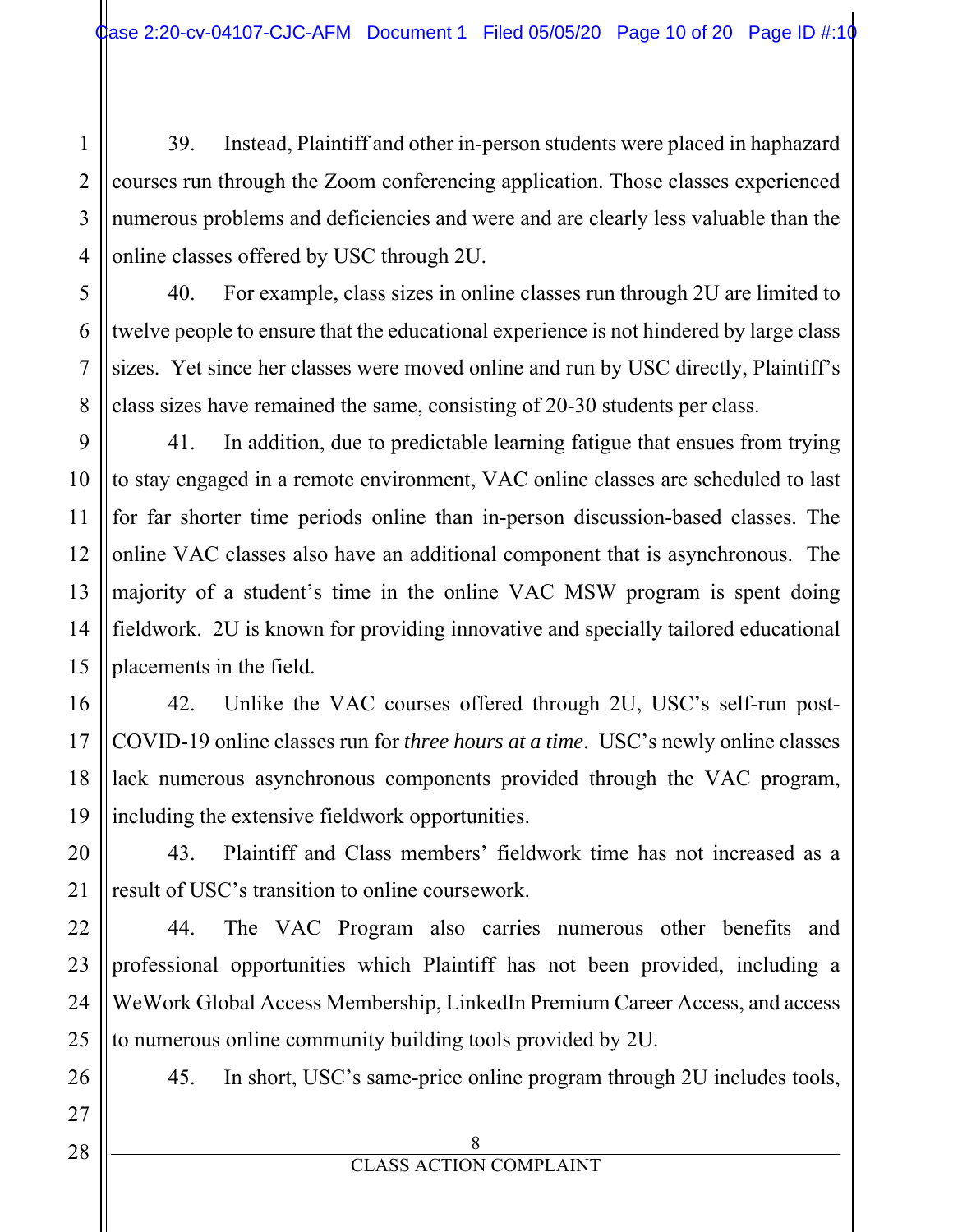39. Instead, Plaintiff and other in-person students were placed in haphazard courses run through the Zoom conferencing application. Those classes experienced numerous problems and deficiencies and were and are clearly less valuable than the online classes offered by USC through 2U.

40. For example, class sizes in online classes run through 2U are limited to twelve people to ensure that the educational experience is not hindered by large class sizes. Yet since her classes were moved online and run by USC directly, Plaintiff's class sizes have remained the same, consisting of 20-30 students per class.

41. In addition, due to predictable learning fatigue that ensues from trying to stay engaged in a remote environment, VAC online classes are scheduled to last for far shorter time periods online than in-person discussion-based classes. The online VAC classes also have an additional component that is asynchronous. The majority of a student's time in the online VAC MSW program is spent doing fieldwork. 2U is known for providing innovative and specially tailored educational placements in the field.

42. Unlike the VAC courses offered through 2U, USC's self-run post-COVID-19 online classes run for *three hours at a time*. USC's newly online classes lack numerous asynchronous components provided through the VAC program, including the extensive fieldwork opportunities.

43. Plaintiff and Class members' fieldwork time has not increased as a result of USC's transition to online coursework.

44. The VAC Program also carries numerous other benefits and professional opportunities which Plaintiff has not been provided, including a WeWork Global Access Membership, LinkedIn Premium Career Access, and access to numerous online community building tools provided by 2U.

45. In short, USC's same-price online program through 2U includes tools,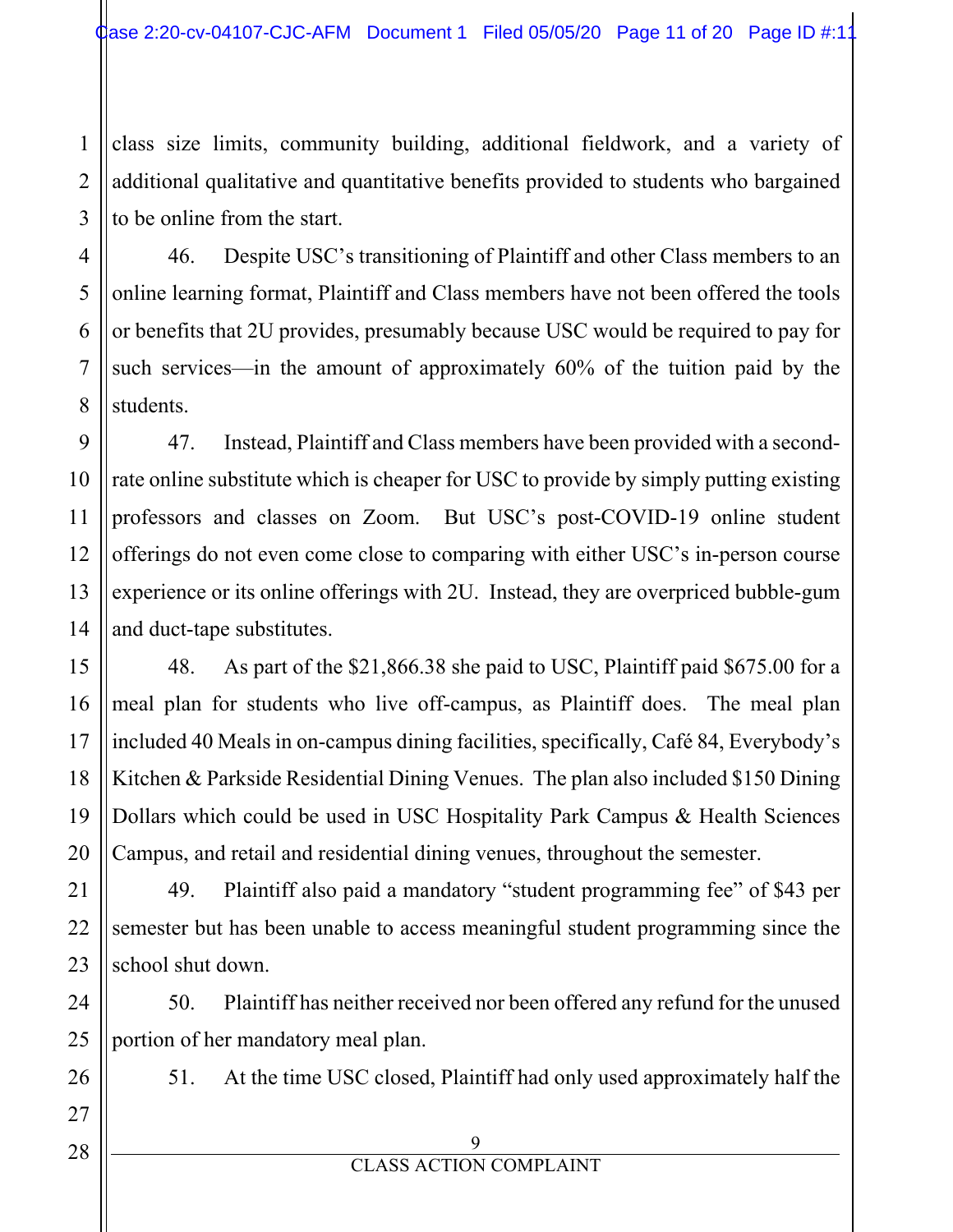class size limits, community building, additional fieldwork, and a variety of additional qualitative and quantitative benefits provided to students who bargained to be online from the start.

46. Despite USC's transitioning of Plaintiff and other Class members to an online learning format, Plaintiff and Class members have not been offered the tools or benefits that 2U provides, presumably because USC would be required to pay for such services—in the amount of approximately 60% of the tuition paid by the students.

47. Instead, Plaintiff and Class members have been provided with a second-rate online substitute which is cheaper for USC to provide by simply putting existing professors and classes on Zoom. But USC's post-COVID-19 online student offerings do not even come close to comparing with either USC's in-person course experience or its online offerings with 2U. Instead, they are overpriced bubble-gum and duct-tape substitutes.

48. As part of the $21,866.38 she paid to USC, Plaintiff paid $675.00 for a meal plan for students who live off-campus, as Plaintiff does. The meal plan included 40 Meals in on-campus dining facilities, specifically, Café 84, Everybody's Kitchen & Parkside Residential Dining Venues. The plan also included $150 Dining Dollars which could be used in USC Hospitality Park Campus & Health Sciences Campus, and retail and residential dining venues, throughout the semester.

49. Plaintiff also paid a mandatory "student programming fee" of $43 per semester but has been unable to access meaningful student programming since the school shut down.

50. Plaintiff has neither received nor been offered any refund for the unused portion of her mandatory meal plan.

51. At the time USC closed, Plaintiff had only used approximately half the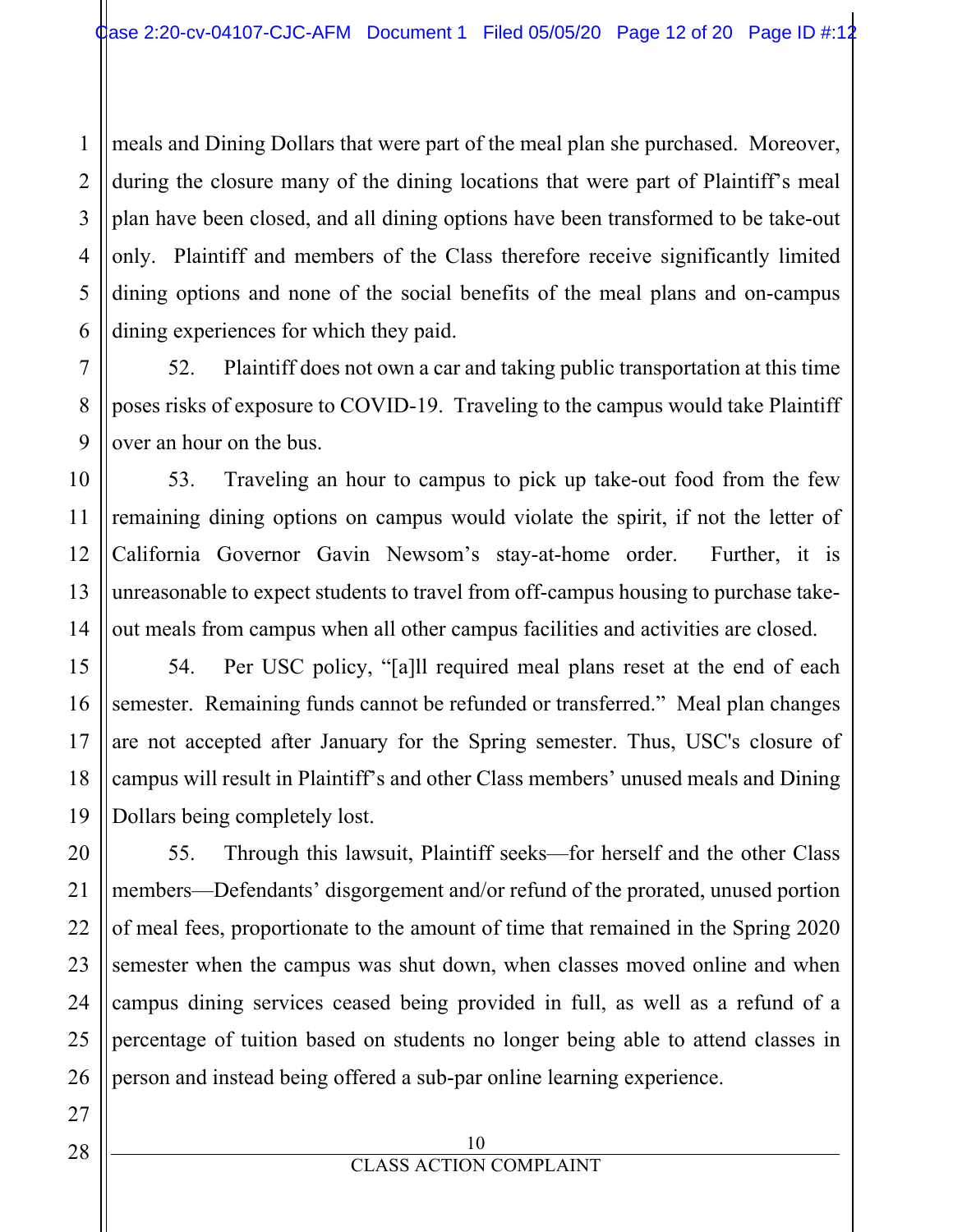meals and Dining Dollars that were part of the meal plan she purchased. Moreover, during the closure many of the dining locations that were part of Plaintiff's meal plan have been closed, and all dining options have been transformed to be take-out only. Plaintiff and members of the Class therefore receive significantly limited dining options and none of the social benefits of the meal plans and on-campus dining experiences for which they paid.

52. Plaintiff does not own a car and taking public transportation at this time poses risks of exposure to COVID-19. Traveling to the campus would take Plaintiff over an hour on the bus.

53. Traveling an hour to campus to pick up take-out food from the few remaining dining options on campus would violate the spirit, if not the letter of California Governor Gavin Newsom's stay-at-home order. Further, it is unreasonable to expect students to travel from off-campus housing to purchase take-out meals from campus when all other campus facilities and activities are closed.

54. Per USC policy, "[a]ll required meal plans reset at the end of each semester. Remaining funds cannot be refunded or transferred." Meal plan changes are not accepted after January for the Spring semester. Thus, USC's closure of campus will result in Plaintiff's and other Class members' unused meals and Dining Dollars being completely lost.

55. Through this lawsuit, Plaintiff seeks—for herself and the other Class members—Defendants' disgorgement and/or refund of the prorated, unused portion of meal fees, proportionate to the amount of time that remained in the Spring 2020 semester when the campus was shut down, when classes moved online and when campus dining services ceased being provided in full, as well as a refund of a percentage of tuition based on students no longer being able to attend classes in person and instead being offered a sub-par online learning experience.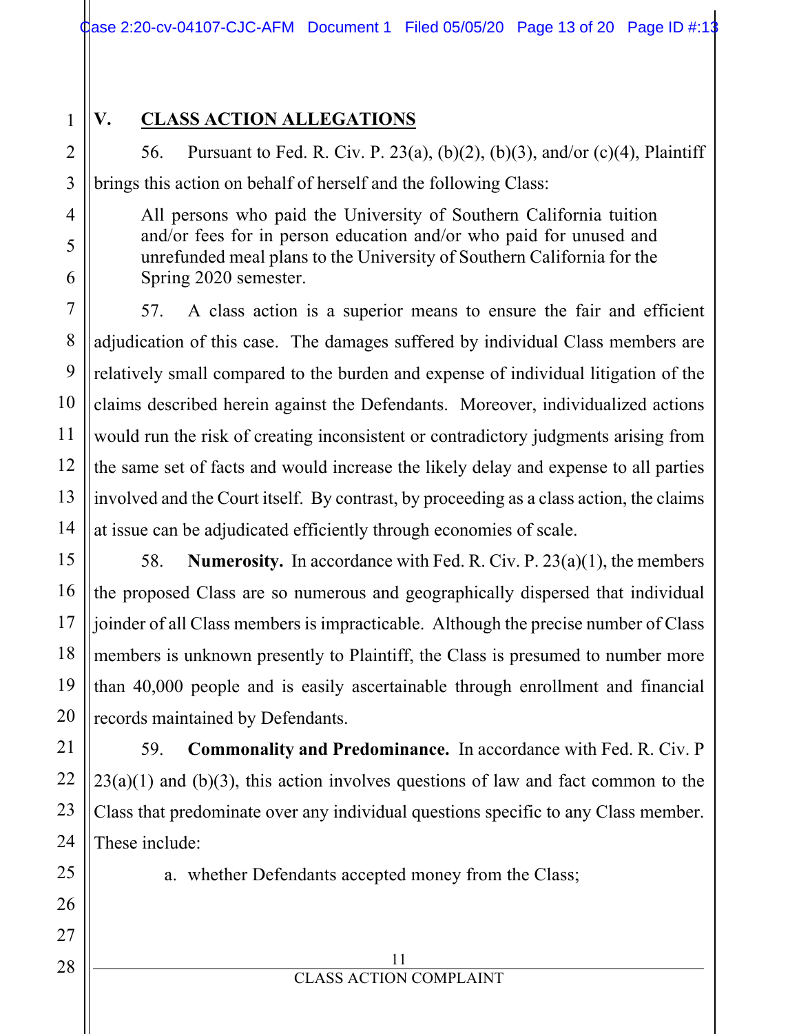## V. CLASS ACTION ALLEGATIONS

56. Pursuant to Fed. R. Civ. P. 23(a), (b)(2), (b)(3), and/or (c)(4), Plaintiff brings this action on behalf of herself and the following Class:

> All persons who paid the University of Southern California tuition and/or fees for in person education and/or who paid for unused and unrefunded meal plans to the University of Southern California for the Spring 2020 semester.

57. A class action is a superior means to ensure the fair and efficient adjudication of this case. The damages suffered by individual Class members are relatively small compared to the burden and expense of individual litigation of the claims described herein against the Defendants. Moreover, individualized actions would run the risk of creating inconsistent or contradictory judgments arising from the same set of facts and would increase the likely delay and expense to all parties involved and the Court itself. By contrast, by proceeding as a class action, the claims at issue can be adjudicated efficiently through economies of scale.

58. **Numerosity.** In accordance with Fed. R. Civ. P. 23(a)(1), the members the proposed Class are so numerous and geographically dispersed that individual joinder of all Class members is impracticable. Although the precise number of Class members is unknown presently to Plaintiff, the Class is presumed to number more than 40,000 people and is easily ascertainable through enrollment and financial records maintained by Defendants.

59. **Commonality and Predominance.** In accordance with Fed. R. Civ. P 23(a)(1) and (b)(3), this action involves questions of law and fact common to the Class that predominate over any individual questions specific to any Class member. These include:

a. whether Defendants accepted money from the Class;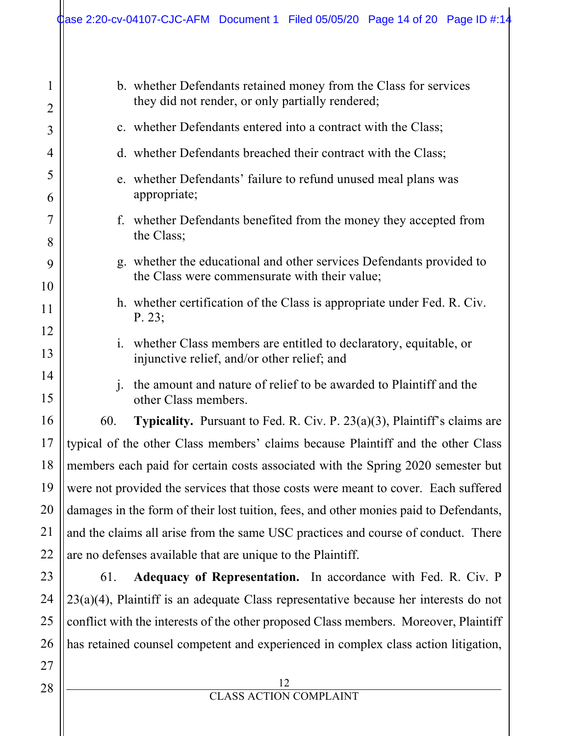b. whether Defendants retained money from the Class for services they did not render, or only partially rendered;

c. whether Defendants entered into a contract with the Class;

d. whether Defendants breached their contract with the Class;

e. whether Defendants' failure to refund unused meal plans was appropriate;

f. whether Defendants benefited from the money they accepted from the Class;

g. whether the educational and other services Defendants provided to the Class were commensurate with their value;

h. whether certification of the Class is appropriate under Fed. R. Civ. P. 23;

i. whether Class members are entitled to declaratory, equitable, or injunctive relief, and/or other relief; and

j. the amount and nature of relief to be awarded to Plaintiff and the other Class members.

60. **Typicality.** Pursuant to Fed. R. Civ. P. 23(a)(3), Plaintiff's claims are typical of the other Class members' claims because Plaintiff and the other Class members each paid for certain costs associated with the Spring 2020 semester but were not provided the services that those costs were meant to cover. Each suffered damages in the form of their lost tuition, fees, and other monies paid to Defendants, and the claims all arise from the same USC practices and course of conduct. There are no defenses available that are unique to the Plaintiff.

61. **Adequacy of Representation.** In accordance with Fed. R. Civ. P 23(a)(4), Plaintiff is an adequate Class representative because her interests do not conflict with the interests of the other proposed Class members. Moreover, Plaintiff has retained counsel competent and experienced in complex class action litigation,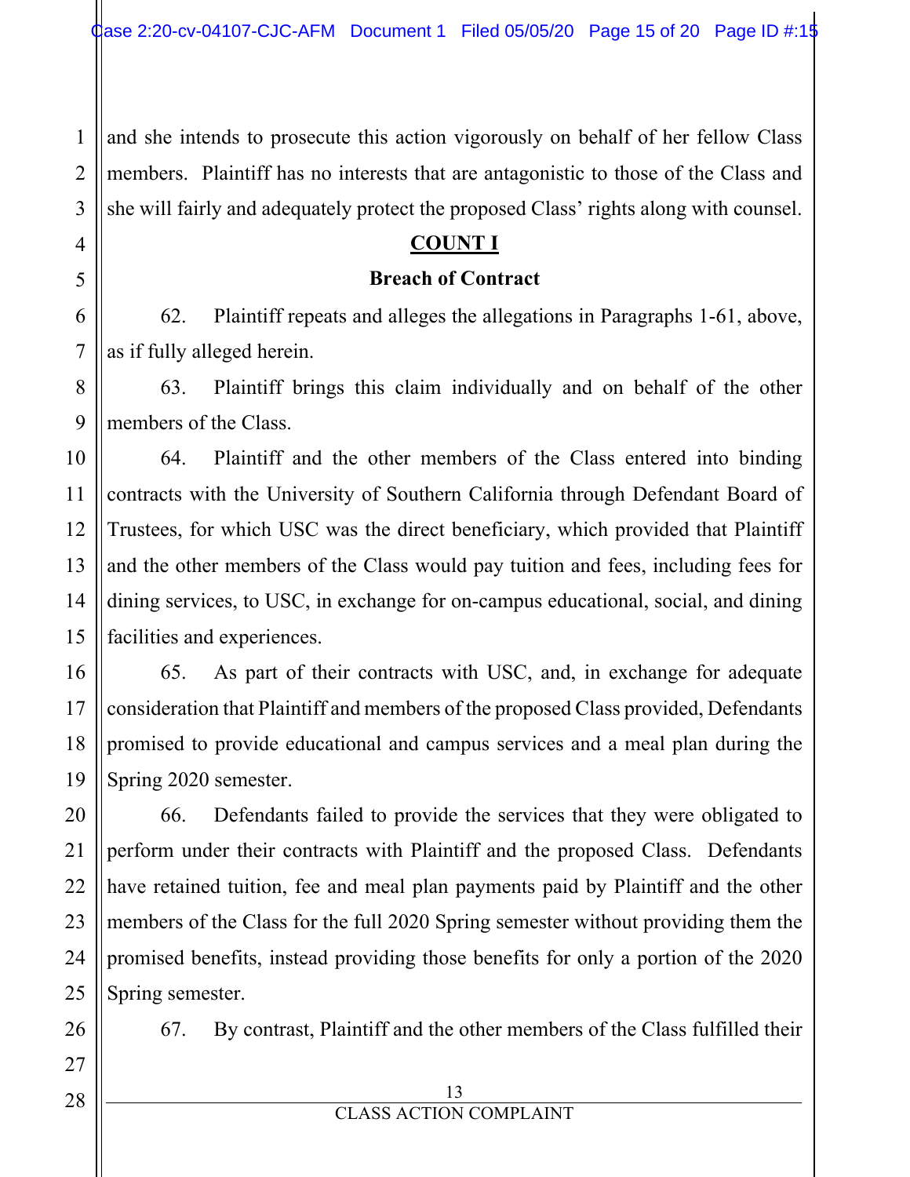and she intends to prosecute this action vigorously on behalf of her fellow Class members. Plaintiff has no interests that are antagonistic to those of the Class and she will fairly and adequately protect the proposed Class' rights along with counsel.

## COUNT I

### Breach of Contract

62. Plaintiff repeats and alleges the allegations in Paragraphs 1-61, above, as if fully alleged herein.

63. Plaintiff brings this claim individually and on behalf of the other members of the Class.

64. Plaintiff and the other members of the Class entered into binding contracts with the University of Southern California through Defendant Board of Trustees, for which USC was the direct beneficiary, which provided that Plaintiff and the other members of the Class would pay tuition and fees, including fees for dining services, to USC, in exchange for on-campus educational, social, and dining facilities and experiences.

65. As part of their contracts with USC, and, in exchange for adequate consideration that Plaintiff and members of the proposed Class provided, Defendants promised to provide educational and campus services and a meal plan during the Spring 2020 semester.

66. Defendants failed to provide the services that they were obligated to perform under their contracts with Plaintiff and the proposed Class. Defendants have retained tuition, fee and meal plan payments paid by Plaintiff and the other members of the Class for the full 2020 Spring semester without providing them the promised benefits, instead providing those benefits for only a portion of the 2020 Spring semester.

67. By contrast, Plaintiff and the other members of the Class fulfilled their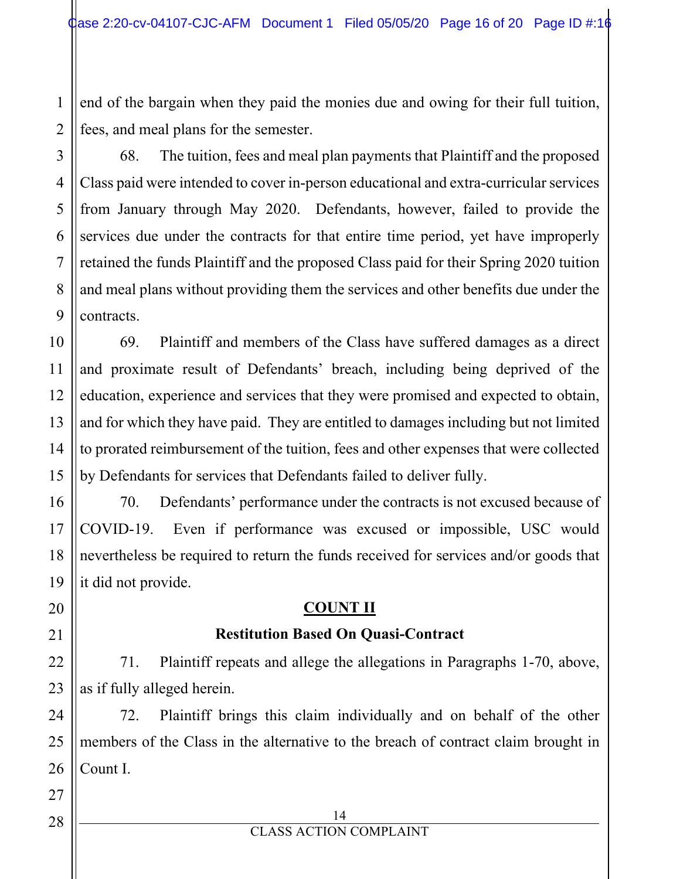end of the bargain when they paid the monies due and owing for their full tuition, fees, and meal plans for the semester.

68. The tuition, fees and meal plan payments that Plaintiff and the proposed Class paid were intended to cover in-person educational and extra-curricular services from January through May 2020. Defendants, however, failed to provide the services due under the contracts for that entire time period, yet have improperly retained the funds Plaintiff and the proposed Class paid for their Spring 2020 tuition and meal plans without providing them the services and other benefits due under the contracts.

69. Plaintiff and members of the Class have suffered damages as a direct and proximate result of Defendants' breach, including being deprived of the education, experience and services that they were promised and expected to obtain, and for which they have paid. They are entitled to damages including but not limited to prorated reimbursement of the tuition, fees and other expenses that were collected by Defendants for services that Defendants failed to deliver fully.

70. Defendants' performance under the contracts is not excused because of COVID-19. Even if performance was excused or impossible, USC would nevertheless be required to return the funds received for services and/or goods that it did not provide.

## COUNT II

### Restitution Based On Quasi-Contract

71. Plaintiff repeats and allege the allegations in Paragraphs 1-70, above, as if fully alleged herein.

72. Plaintiff brings this claim individually and on behalf of the other members of the Class in the alternative to the breach of contract claim brought in Count I.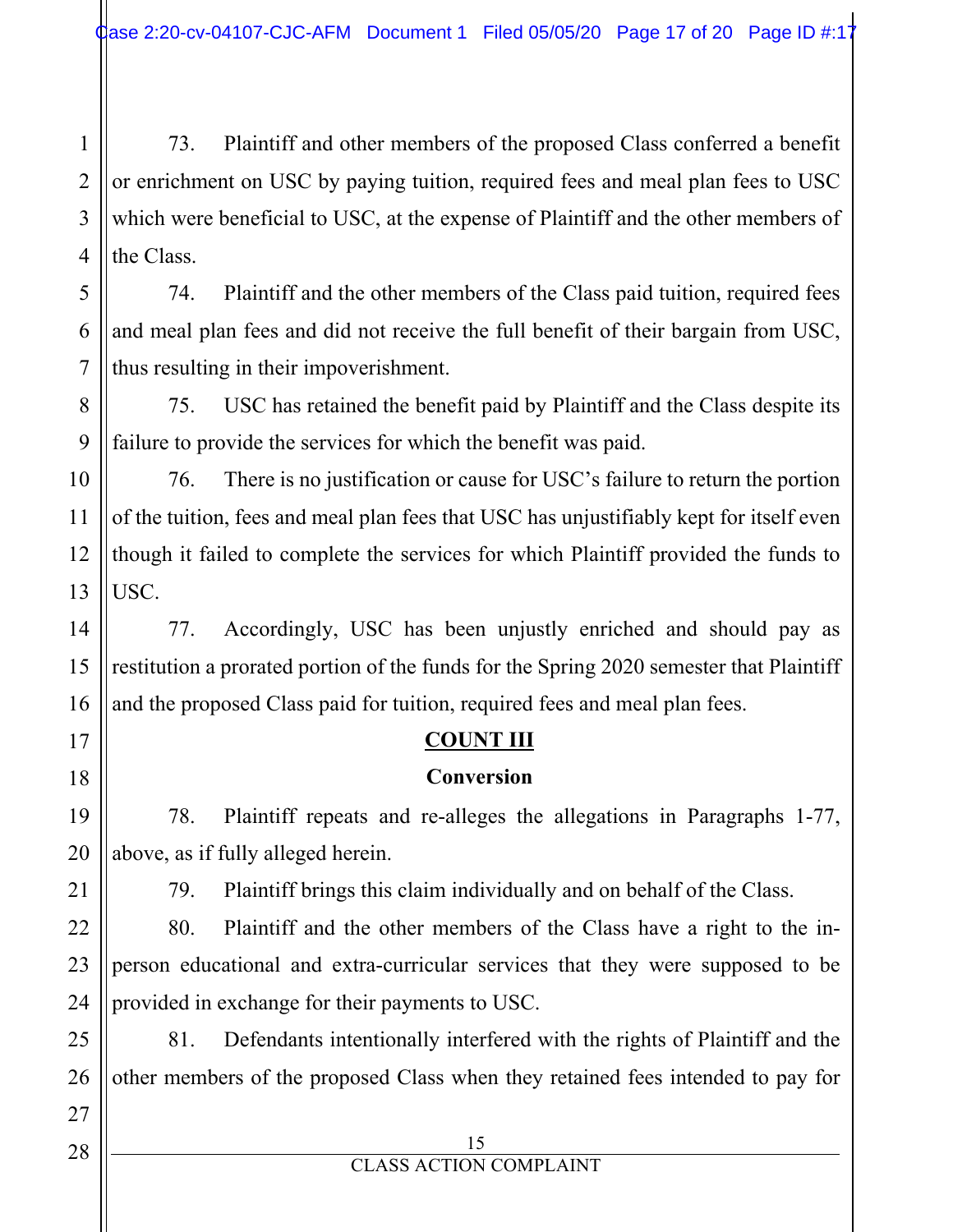73. Plaintiff and other members of the proposed Class conferred a benefit or enrichment on USC by paying tuition, required fees and meal plan fees to USC which were beneficial to USC, at the expense of Plaintiff and the other members of the Class.

74. Plaintiff and the other members of the Class paid tuition, required fees and meal plan fees and did not receive the full benefit of their bargain from USC, thus resulting in their impoverishment.

75. USC has retained the benefit paid by Plaintiff and the Class despite its failure to provide the services for which the benefit was paid.

76. There is no justification or cause for USC's failure to return the portion of the tuition, fees and meal plan fees that USC has unjustifiably kept for itself even though it failed to complete the services for which Plaintiff provided the funds to USC.

77. Accordingly, USC has been unjustly enriched and should pay as restitution a prorated portion of the funds for the Spring 2020 semester that Plaintiff and the proposed Class paid for tuition, required fees and meal plan fees.

## COUNT III

### Conversion

78. Plaintiff repeats and re-alleges the allegations in Paragraphs 1-77, above, as if fully alleged herein.

79. Plaintiff brings this claim individually and on behalf of the Class.

80. Plaintiff and the other members of the Class have a right to the in-person educational and extra-curricular services that they were supposed to be provided in exchange for their payments to USC.

81. Defendants intentionally interfered with the rights of Plaintiff and the other members of the proposed Class when they retained fees intended to pay for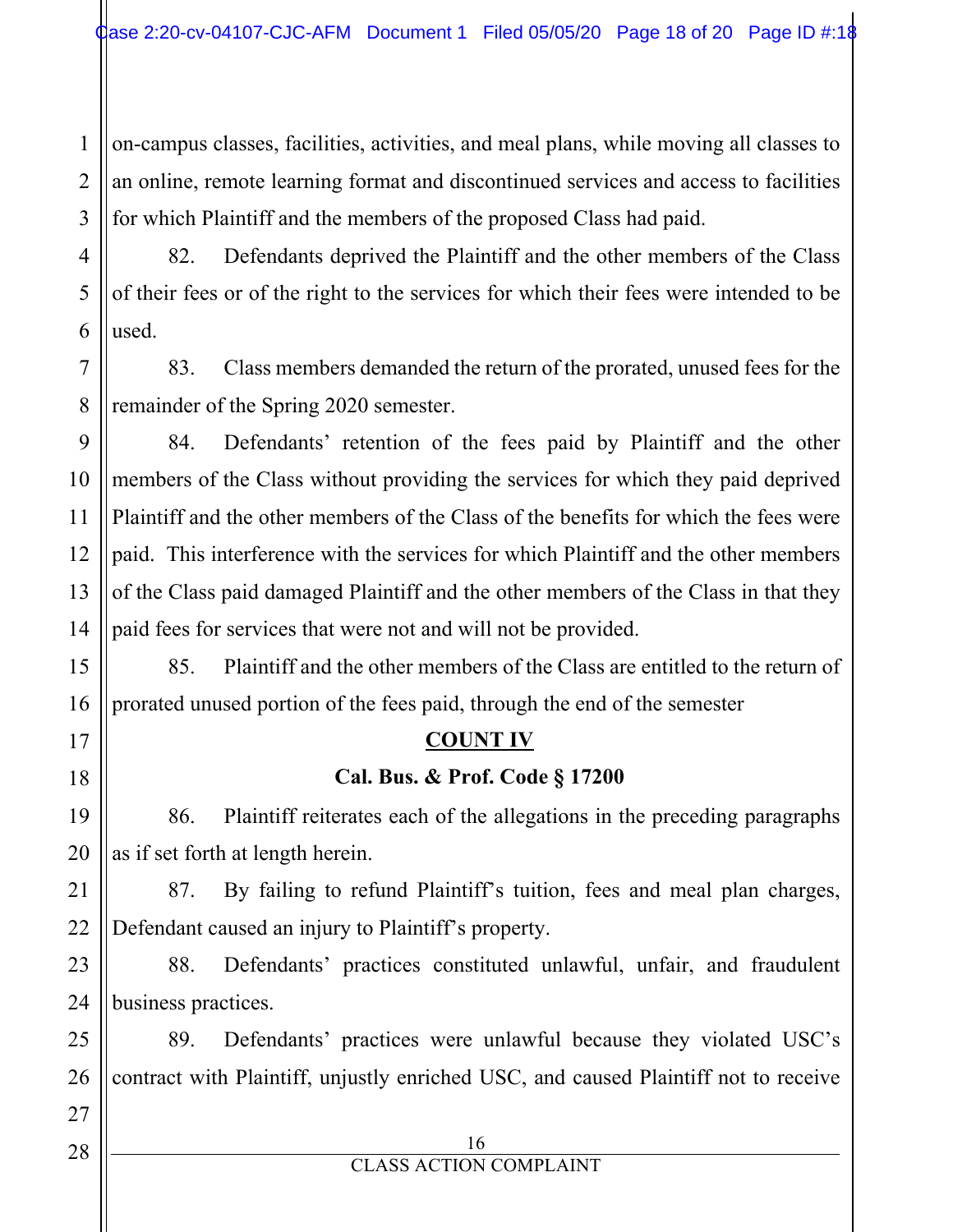on-campus classes, facilities, activities, and meal plans, while moving all classes to an online, remote learning format and discontinued services and access to facilities for which Plaintiff and the members of the proposed Class had paid.

82. Defendants deprived the Plaintiff and the other members of the Class of their fees or of the right to the services for which their fees were intended to be used.

83. Class members demanded the return of the prorated, unused fees for the remainder of the Spring 2020 semester.

84. Defendants' retention of the fees paid by Plaintiff and the other members of the Class without providing the services for which they paid deprived Plaintiff and the other members of the Class of the benefits for which the fees were paid. This interference with the services for which Plaintiff and the other members of the Class paid damaged Plaintiff and the other members of the Class in that they paid fees for services that were not and will not be provided.

85. Plaintiff and the other members of the Class are entitled to the return of prorated unused portion of the fees paid, through the end of the semester

**COUNT IV**

**Cal. Bus. & Prof. Code § 17200**

86. Plaintiff reiterates each of the allegations in the preceding paragraphs as if set forth at length herein.

87. By failing to refund Plaintiff's tuition, fees and meal plan charges, Defendant caused an injury to Plaintiff's property.

88. Defendants' practices constituted unlawful, unfair, and fraudulent business practices.

89. Defendants' practices were unlawful because they violated USC's contract with Plaintiff, unjustly enriched USC, and caused Plaintiff not to receive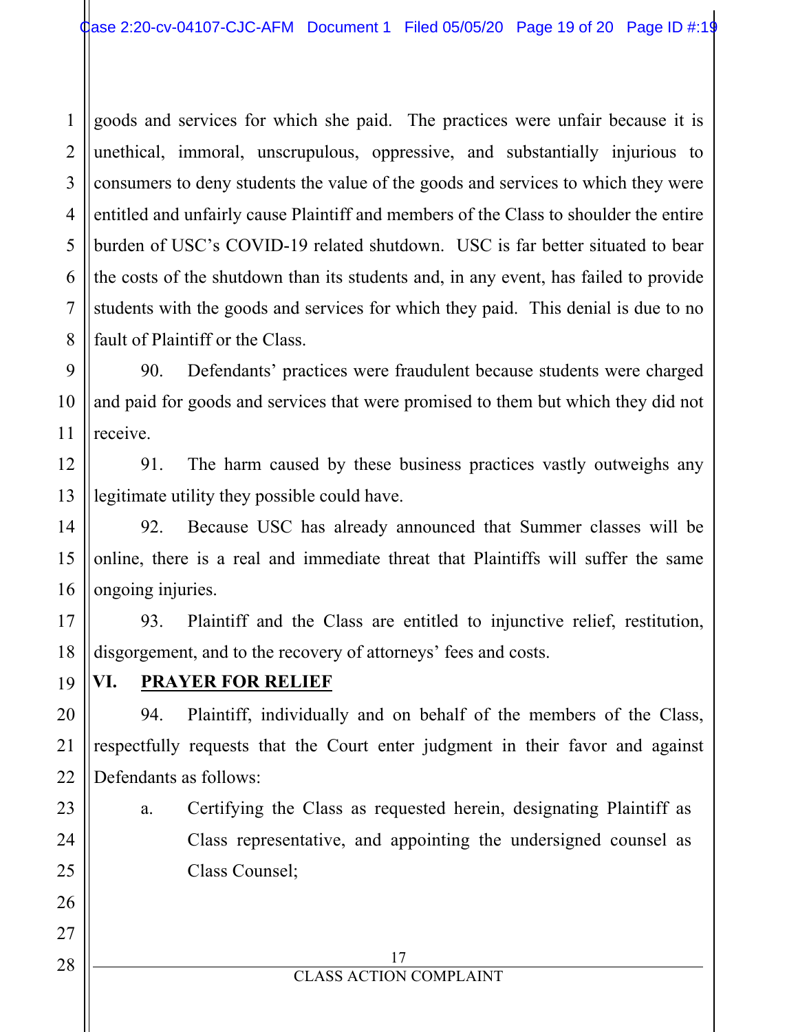goods and services for which she paid. The practices were unfair because it is unethical, immoral, unscrupulous, oppressive, and substantially injurious to consumers to deny students the value of the goods and services to which they were entitled and unfairly cause Plaintiff and members of the Class to shoulder the entire burden of USC's COVID-19 related shutdown. USC is far better situated to bear the costs of the shutdown than its students and, in any event, has failed to provide students with the goods and services for which they paid. This denial is due to no fault of Plaintiff or the Class.

90. Defendants' practices were fraudulent because students were charged and paid for goods and services that were promised to them but which they did not receive.

91. The harm caused by these business practices vastly outweighs any legitimate utility they possible could have.

92. Because USC has already announced that Summer classes will be online, there is a real and immediate threat that Plaintiffs will suffer the same ongoing injuries.

93. Plaintiff and the Class are entitled to injunctive relief, restitution, disgorgement, and to the recovery of attorneys' fees and costs.

## VI. PRAYER FOR RELIEF

94. Plaintiff, individually and on behalf of the members of the Class, respectfully requests that the Court enter judgment in their favor and against Defendants as follows:

a. Certifying the Class as requested herein, designating Plaintiff as Class representative, and appointing the undersigned counsel as Class Counsel;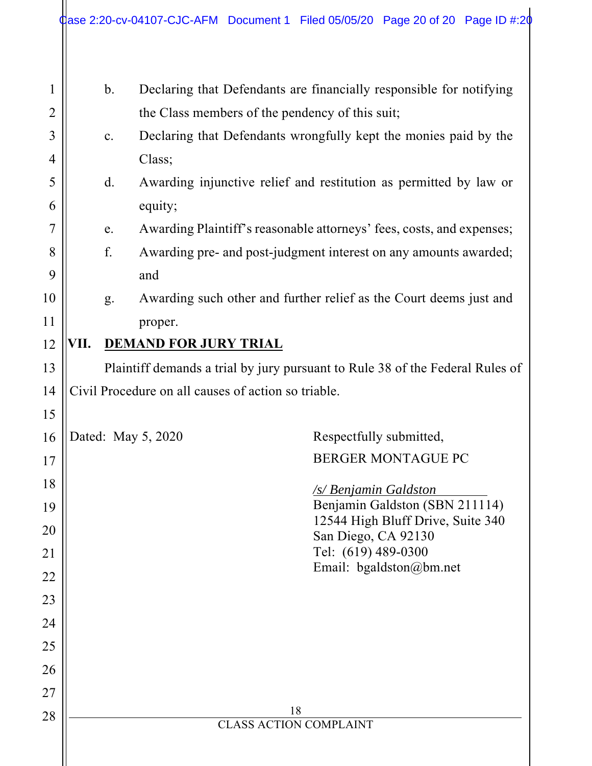b. Declaring that Defendants are financially responsible for notifying the Class members of the pendency of this suit;

c. Declaring that Defendants wrongfully kept the monies paid by the Class;

d. Awarding injunctive relief and restitution as permitted by law or equity;

e. Awarding Plaintiff's reasonable attorneys' fees, costs, and expenses;

f. Awarding pre- and post-judgment interest on any amounts awarded; and

g. Awarding such other and further relief as the Court deems just and proper.

## VII. DEMAND FOR JURY TRIAL

Plaintiff demands a trial by jury pursuant to Rule 38 of the Federal Rules of Civil Procedure on all causes of action so triable.

Dated: May 5, 2020

Respectfully submitted,

BERGER MONTAGUE PC

*/s/ Benjamin Galdston*

Benjamin Galdston (SBN 211114)
12544 High Bluff Drive, Suite 340
San Diego, CA 92130
Tel: (619) 489-0300
Email: bgaldston@bm.net